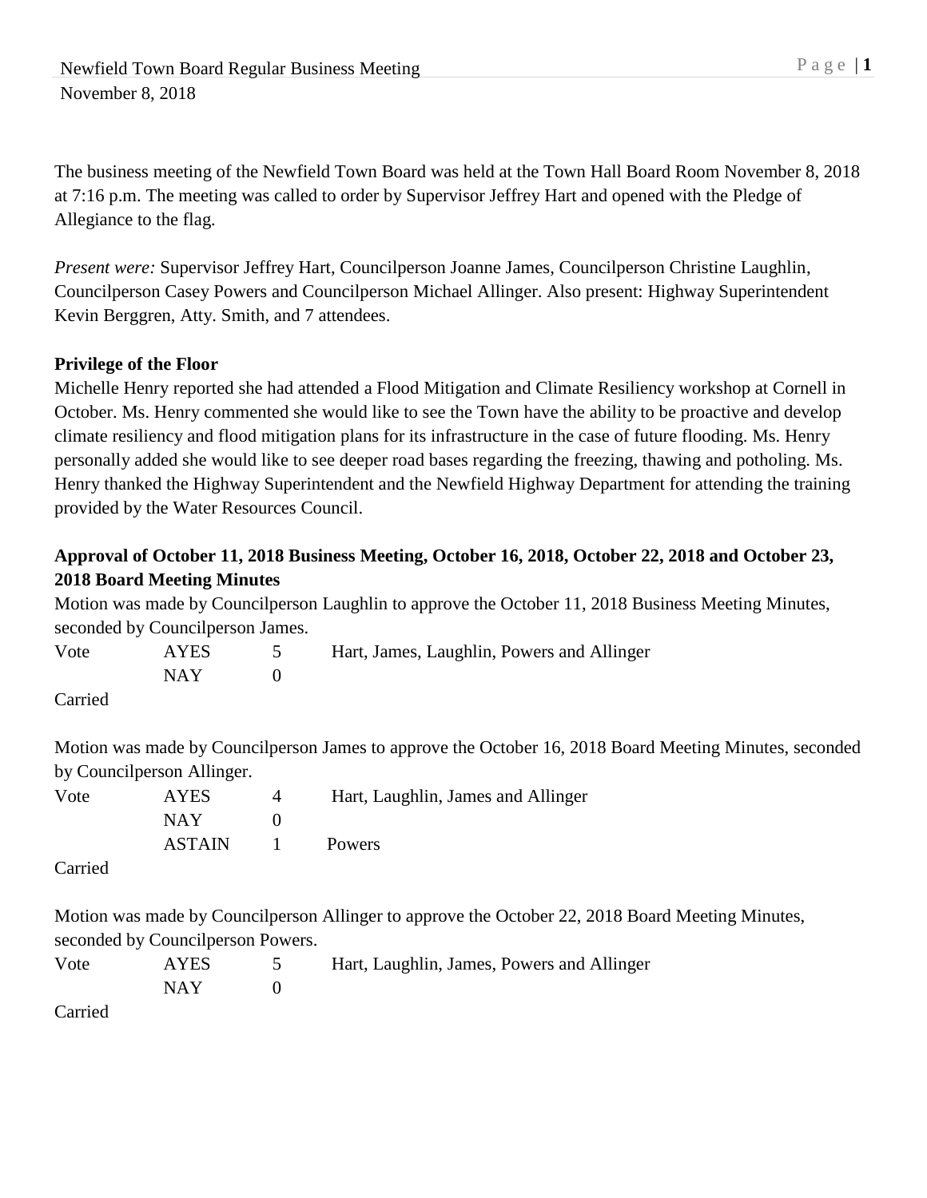Newfield Town Board Regular Business Meeting
November 8, 2018

The business meeting of the Newfield Town Board was held at the Town Hall Board Room November 8, 2018 at 7:16 p.m. The meeting was called to order by Supervisor Jeffrey Hart and opened with the Pledge of Allegiance to the flag.

*Present were:* Supervisor Jeffrey Hart, Councilperson Joanne James, Councilperson Christine Laughlin, Councilperson Casey Powers and Councilperson Michael Allinger. Also present: Highway Superintendent Kevin Berggren, Atty. Smith, and 7 attendees.

**Privilege of the Floor**

Michelle Henry reported she had attended a Flood Mitigation and Climate Resiliency workshop at Cornell in October. Ms. Henry commented she would like to see the Town have the ability to be proactive and develop climate resiliency and flood mitigation plans for its infrastructure in the case of future flooding. Ms. Henry personally added she would like to see deeper road bases regarding the freezing, thawing and potholing. Ms. Henry thanked the Highway Superintendent and the Newfield Highway Department for attending the training provided by the Water Resources Council.

**Approval of October 11, 2018 Business Meeting, October 16, 2018, October 22, 2018 and October 23, 2018 Board Meeting Minutes**

Motion was made by Councilperson Laughlin to approve the October 11, 2018 Business Meeting Minutes, seconded by Councilperson James.

| Vote | AYES | 5 | Hart, James, Laughlin, Powers and Allinger |
|---|---|---|---|
| | NAY | 0 | |

Carried

Motion was made by Councilperson James to approve the October 16, 2018 Board Meeting Minutes, seconded by Councilperson Allinger.

| Vote | AYES | 4 | Hart, Laughlin, James and Allinger |
|---|---|---|---|
| | NAY | 0 | |
| | ASTAIN | 1 | Powers |

Carried

Motion was made by Councilperson Allinger to approve the October 22, 2018 Board Meeting Minutes, seconded by Councilperson Powers.

| Vote | AYES | 5 | Hart, Laughlin, James, Powers and Allinger |
|---|---|---|---|
| | NAY | 0 | |

Carried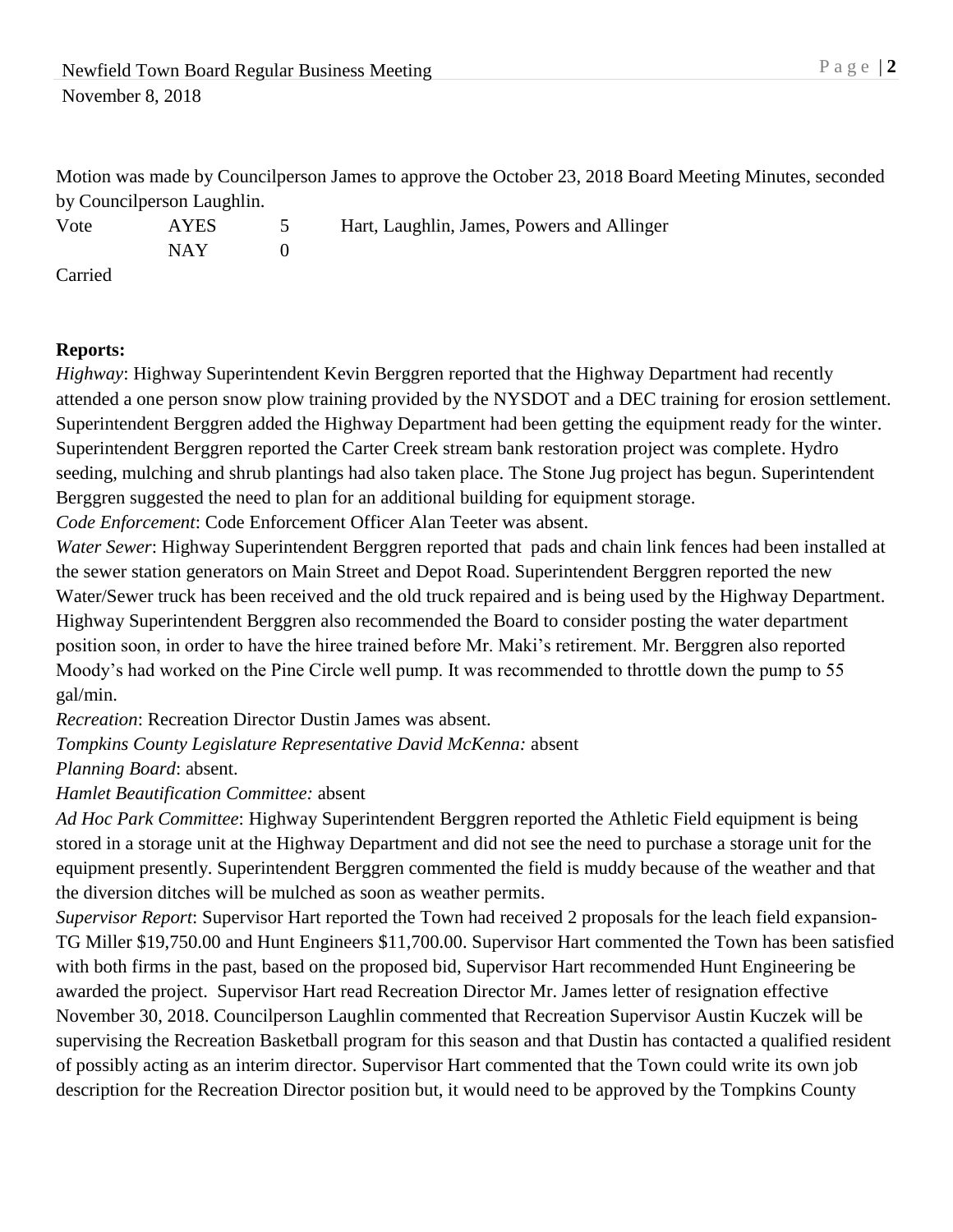Motion was made by Councilperson James to approve the October 23, 2018 Board Meeting Minutes, seconded by Councilperson Laughlin.

| Vote | AYES | 5 | Hart, Laughlin, James, Powers and Allinger |
|---|---|---|---|
| | NAY | 0 | |

Carried

**Reports:**

*Highway*: Highway Superintendent Kevin Berggren reported that the Highway Department had recently attended a one person snow plow training provided by the NYSDOT and a DEC training for erosion settlement. Superintendent Berggren added the Highway Department had been getting the equipment ready for the winter. Superintendent Berggren reported the Carter Creek stream bank restoration project was complete. Hydro seeding, mulching and shrub plantings had also taken place. The Stone Jug project has begun. Superintendent Berggren suggested the need to plan for an additional building for equipment storage.

*Code Enforcement*: Code Enforcement Officer Alan Teeter was absent.

*Water Sewer*: Highway Superintendent Berggren reported that pads and chain link fences had been installed at the sewer station generators on Main Street and Depot Road. Superintendent Berggren reported the new Water/Sewer truck has been received and the old truck repaired and is being used by the Highway Department. Highway Superintendent Berggren also recommended the Board to consider posting the water department position soon, in order to have the hiree trained before Mr. Maki's retirement. Mr. Berggren also reported Moody's had worked on the Pine Circle well pump. It was recommended to throttle down the pump to 55 gal/min.

*Recreation*: Recreation Director Dustin James was absent.

*Tompkins County Legislature Representative David McKenna:* absent

*Planning Board*: absent.

*Hamlet Beautification Committee:* absent

*Ad Hoc Park Committee*: Highway Superintendent Berggren reported the Athletic Field equipment is being stored in a storage unit at the Highway Department and did not see the need to purchase a storage unit for the equipment presently. Superintendent Berggren commented the field is muddy because of the weather and that the diversion ditches will be mulched as soon as weather permits.

*Supervisor Report*: Supervisor Hart reported the Town had received 2 proposals for the leach field expansion- TG Miller $19,750.00 and Hunt Engineers $11,700.00. Supervisor Hart commented the Town has been satisfied with both firms in the past, based on the proposed bid, Supervisor Hart recommended Hunt Engineering be awarded the project. Supervisor Hart read Recreation Director Mr. James letter of resignation effective November 30, 2018. Councilperson Laughlin commented that Recreation Supervisor Austin Kuczek will be supervising the Recreation Basketball program for this season and that Dustin has contacted a qualified resident of possibly acting as an interim director. Supervisor Hart commented that the Town could write its own job description for the Recreation Director position but, it would need to be approved by the Tompkins County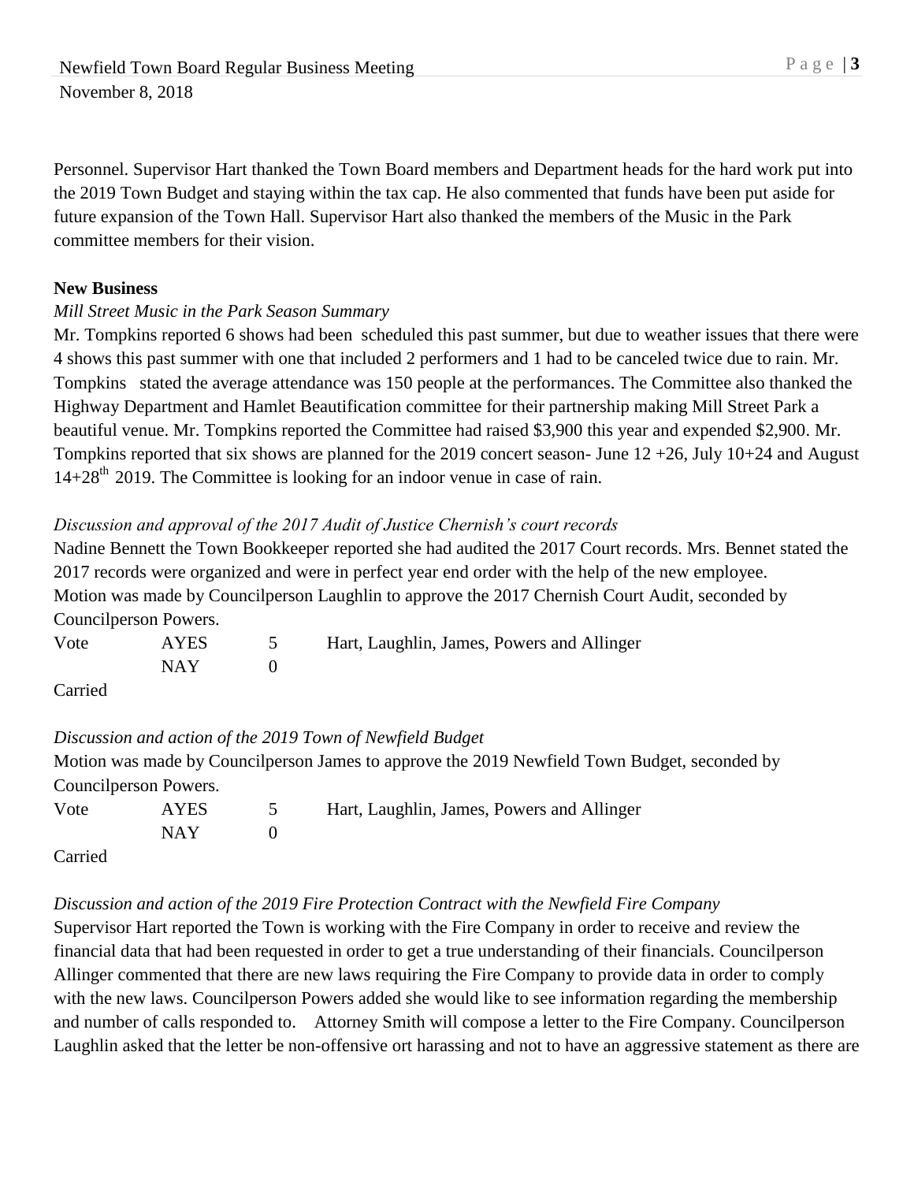Personnel. Supervisor Hart thanked the Town Board members and Department heads for the hard work put into the 2019 Town Budget and staying within the tax cap. He also commented that funds have been put aside for future expansion of the Town Hall. Supervisor Hart also thanked the members of the Music in the Park committee members for their vision.

**New Business**

*Mill Street Music in the Park Season Summary*

Mr. Tompkins reported 6 shows had been scheduled this past summer, but due to weather issues that there were 4 shows this past summer with one that included 2 performers and 1 had to be canceled twice due to rain. Mr. Tompkins stated the average attendance was 150 people at the performances. The Committee also thanked the Highway Department and Hamlet Beautification committee for their partnership making Mill Street Park a beautiful venue. Mr. Tompkins reported the Committee had raised $3,900 this year and expended $2,900. Mr. Tompkins reported that six shows are planned for the 2019 concert season- June 12 +26, July 10+24 and August 14+28th 2019. The Committee is looking for an indoor venue in case of rain.

*Discussion and approval of the 2017 Audit of Justice Chernish's court records*

Nadine Bennett the Town Bookkeeper reported she had audited the 2017 Court records. Mrs. Bennet stated the 2017 records were organized and were in perfect year end order with the help of the new employee.
Motion was made by Councilperson Laughlin to approve the 2017 Chernish Court Audit, seconded by Councilperson Powers.

| Vote | AYES | 5 | Hart, Laughlin, James, Powers and Allinger |
|---|---|---|---|
| | NAY | 0 | |

Carried

*Discussion and action of the 2019 Town of Newfield Budget*

Motion was made by Councilperson James to approve the 2019 Newfield Town Budget, seconded by Councilperson Powers.

| Vote | AYES | 5 | Hart, Laughlin, James, Powers and Allinger |
|---|---|---|---|
| | NAY | 0 | |

Carried

*Discussion and action of the 2019 Fire Protection Contract with the Newfield Fire Company*

Supervisor Hart reported the Town is working with the Fire Company in order to receive and review the financial data that had been requested in order to get a true understanding of their financials. Councilperson Allinger commented that there are new laws requiring the Fire Company to provide data in order to comply with the new laws. Councilperson Powers added she would like to see information regarding the membership and number of calls responded to. Attorney Smith will compose a letter to the Fire Company. Councilperson Laughlin asked that the letter be non-offensive ort harassing and not to have an aggressive statement as there are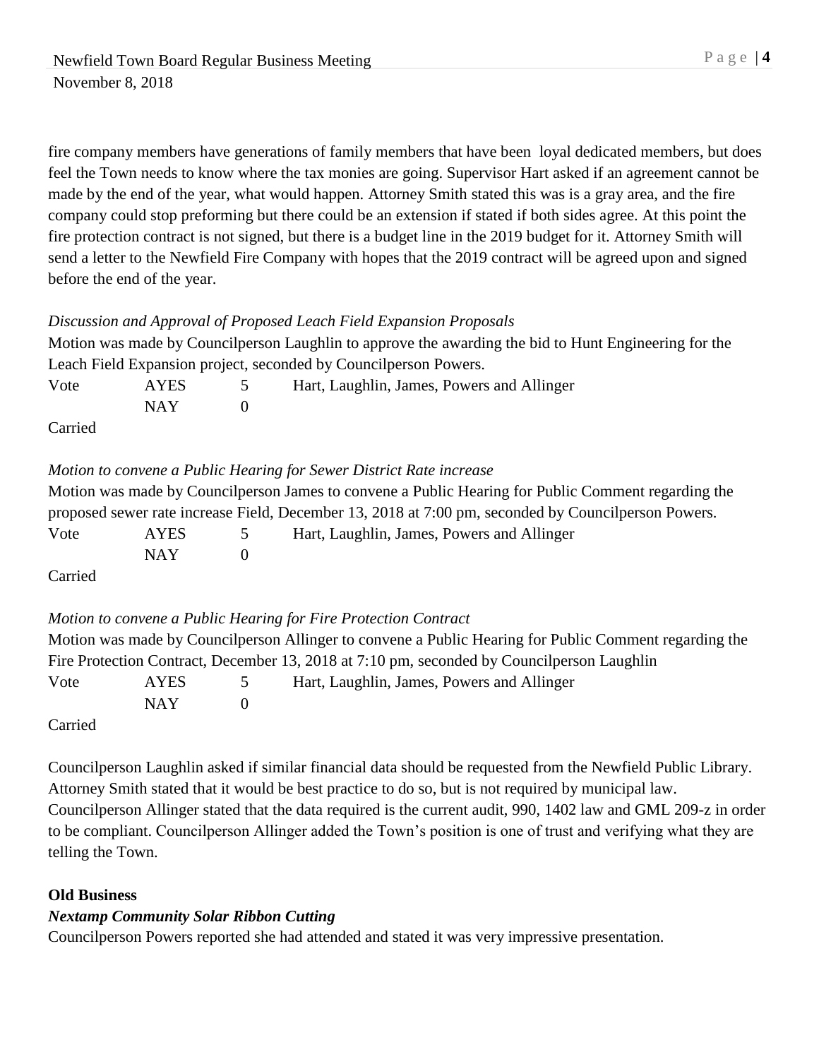fire company members have generations of family members that have been loyal dedicated members, but does feel the Town needs to know where the tax monies are going. Supervisor Hart asked if an agreement cannot be made by the end of the year, what would happen. Attorney Smith stated this was is a gray area, and the fire company could stop preforming but there could be an extension if stated if both sides agree. At this point the fire protection contract is not signed, but there is a budget line in the 2019 budget for it. Attorney Smith will send a letter to the Newfield Fire Company with hopes that the 2019 contract will be agreed upon and signed before the end of the year.

*Discussion and Approval of Proposed Leach Field Expansion Proposals*

Motion was made by Councilperson Laughlin to approve the awarding the bid to Hunt Engineering for the Leach Field Expansion project, seconded by Councilperson Powers.

| Vote | AYES | 5 | Hart, Laughlin, James, Powers and Allinger |
|---|---|---|---|
| | NAY | 0 | |

Carried

*Motion to convene a Public Hearing for Sewer District Rate increase*

Motion was made by Councilperson James to convene a Public Hearing for Public Comment regarding the proposed sewer rate increase Field, December 13, 2018 at 7:00 pm, seconded by Councilperson Powers.

| Vote | AYES | 5 | Hart, Laughlin, James, Powers and Allinger |
|---|---|---|---|
| | NAY | 0 | |

Carried

*Motion to convene a Public Hearing for Fire Protection Contract*

Motion was made by Councilperson Allinger to convene a Public Hearing for Public Comment regarding the Fire Protection Contract, December 13, 2018 at 7:10 pm, seconded by Councilperson Laughlin

| Vote | AYES | 5 | Hart, Laughlin, James, Powers and Allinger |
|---|---|---|---|
| | NAY | 0 | |

Carried

Councilperson Laughlin asked if similar financial data should be requested from the Newfield Public Library. Attorney Smith stated that it would be best practice to do so, but is not required by municipal law. Councilperson Allinger stated that the data required is the current audit, 990, 1402 law and GML 209-z in order to be compliant. Councilperson Allinger added the Town's position is one of trust and verifying what they are telling the Town.

**Old Business**

***Nextamp Community Solar Ribbon Cutting***

Councilperson Powers reported she had attended and stated it was very impressive presentation.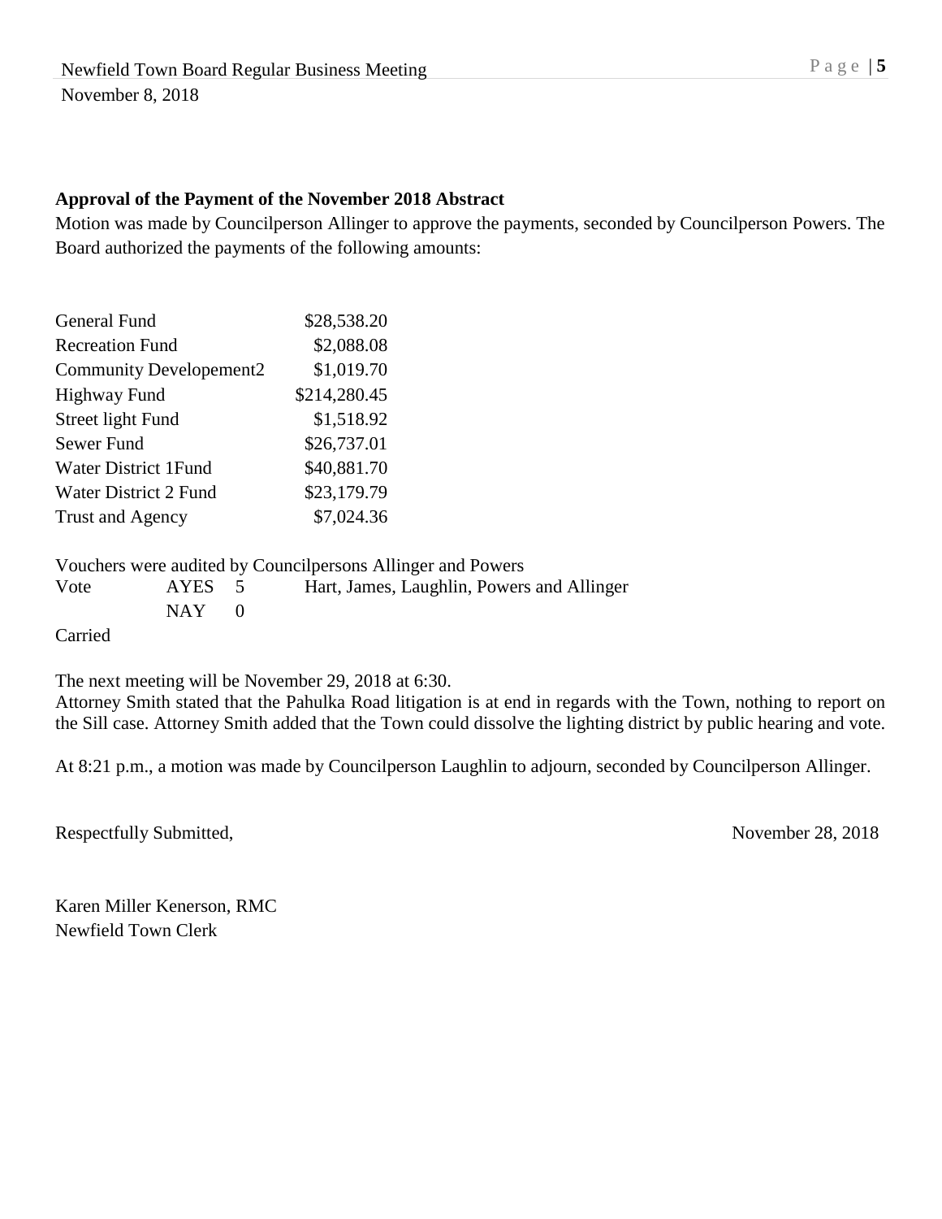**Approval of the Payment of the November 2018 Abstract**

Motion was made by Councilperson Allinger to approve the payments, seconded by Councilperson Powers. The Board authorized the payments of the following amounts:

| | |
|---|---|
| General Fund | $28,538.20 |
| Recreation Fund | $2,088.08 |
| Community Developement2 | $1,019.70 |
| Highway Fund | $214,280.45 |
| Street light Fund | $1,518.92 |
| Sewer Fund | $26,737.01 |
| Water District 1Fund | $40,881.70 |
| Water District 2 Fund | $23,179.79 |
| Trust and Agency | $7,024.36 |

Vouchers were audited by Councilpersons Allinger and Powers

| | | | |
|---|---|---|---|
| Vote | AYES | 5 | Hart, James, Laughlin, Powers and Allinger |
| | NAY | 0 | |

Carried

The next meeting will be November 29, 2018 at 6:30.

Attorney Smith stated that the Pahulka Road litigation is at end in regards with the Town, nothing to report on the Sill case. Attorney Smith added that the Town could dissolve the lighting district by public hearing and vote.

At 8:21 p.m., a motion was made by Councilperson Laughlin to adjourn, seconded by Councilperson Allinger.

Respectfully Submitted, November 28, 2018

Karen Miller Kenerson, RMC
Newfield Town Clerk